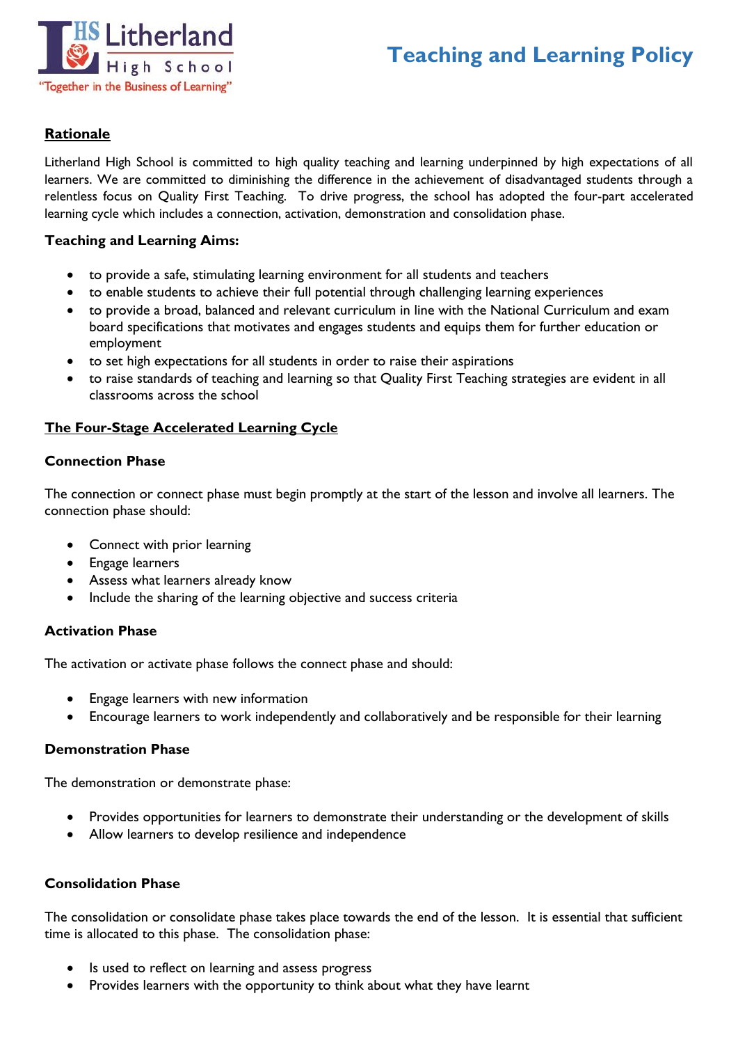Litherland High School

"Together in the Business of Learning"

# Teaching and Learning Policy

## Rationale

Litherland High School is committed to high quality teaching and learning underpinned by high expectations of all learners. We are committed to diminishing the difference in the achievement of disadvantaged students through a relentless focus on Quality First Teaching. To drive progress, the school has adopted the four-part accelerated learning cycle which includes a connection, activation, demonstration and consolidation phase.

### Teaching and Learning Aims:

- to provide a safe, stimulating learning environment for all students and teachers
- to enable students to achieve their full potential through challenging learning experiences
- to provide a broad, balanced and relevant curriculum in line with the National Curriculum and exam board specifications that motivates and engages students and equips them for further education or employment
- to set high expectations for all students in order to raise their aspirations
- to raise standards of teaching and learning so that Quality First Teaching strategies are evident in all classrooms across the school

## The Four-Stage Accelerated Learning Cycle

### Connection Phase

The connection or connect phase must begin promptly at the start of the lesson and involve all learners. The connection phase should:

- Connect with prior learning
- Engage learners
- Assess what learners already know
- Include the sharing of the learning objective and success criteria

### Activation Phase

The activation or activate phase follows the connect phase and should:

- Engage learners with new information
- Encourage learners to work independently and collaboratively and be responsible for their learning

### Demonstration Phase

The demonstration or demonstrate phase:

- Provides opportunities for learners to demonstrate their understanding or the development of skills
- Allow learners to develop resilience and independence

### Consolidation Phase

The consolidation or consolidate phase takes place towards the end of the lesson. It is essential that sufficient time is allocated to this phase. The consolidation phase:

- Is used to reflect on learning and assess progress
- Provides learners with the opportunity to think about what they have learnt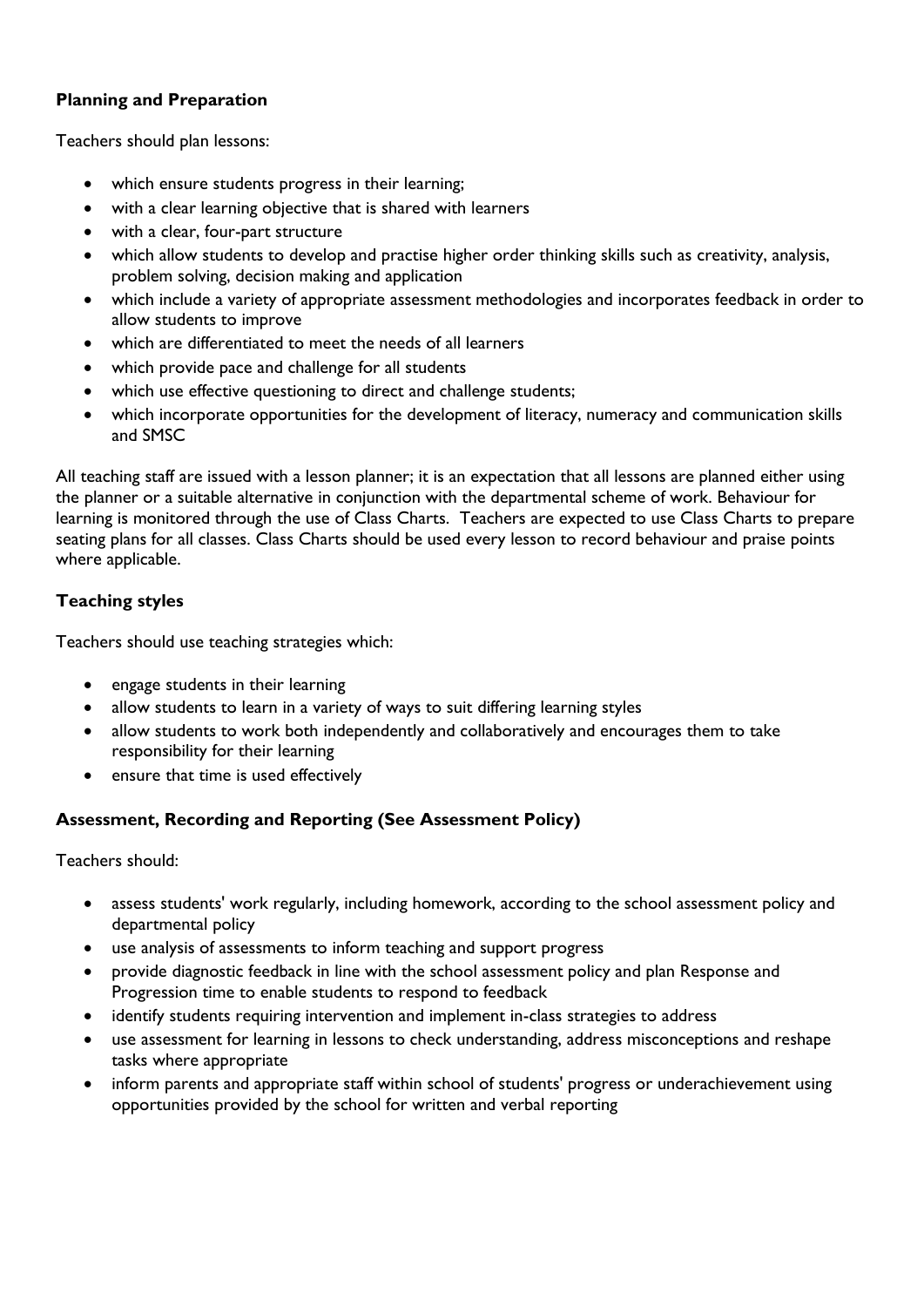### Planning and Preparation

Teachers should plan lessons:

- which ensure students progress in their learning;
- with a clear learning objective that is shared with learners
- with a clear, four-part structure
- which allow students to develop and practise higher order thinking skills such as creativity, analysis, problem solving, decision making and application
- which include a variety of appropriate assessment methodologies and incorporates feedback in order to allow students to improve
- which are differentiated to meet the needs of all learners
- which provide pace and challenge for all students
- which use effective questioning to direct and challenge students;
- which incorporate opportunities for the development of literacy, numeracy and communication skills and SMSC

All teaching staff are issued with a lesson planner; it is an expectation that all lessons are planned either using the planner or a suitable alternative in conjunction with the departmental scheme of work. Behaviour for learning is monitored through the use of Class Charts. Teachers are expected to use Class Charts to prepare seating plans for all classes. Class Charts should be used every lesson to record behaviour and praise points where applicable.

### Teaching styles

Teachers should use teaching strategies which:

- engage students in their learning
- allow students to learn in a variety of ways to suit differing learning styles
- allow students to work both independently and collaboratively and encourages them to take responsibility for their learning
- ensure that time is used effectively

### Assessment, Recording and Reporting (See Assessment Policy)

Teachers should:

- assess students' work regularly, including homework, according to the school assessment policy and departmental policy
- use analysis of assessments to inform teaching and support progress
- provide diagnostic feedback in line with the school assessment policy and plan Response and Progression time to enable students to respond to feedback
- identify students requiring intervention and implement in-class strategies to address
- use assessment for learning in lessons to check understanding, address misconceptions and reshape tasks where appropriate
- inform parents and appropriate staff within school of students' progress or underachievement using opportunities provided by the school for written and verbal reporting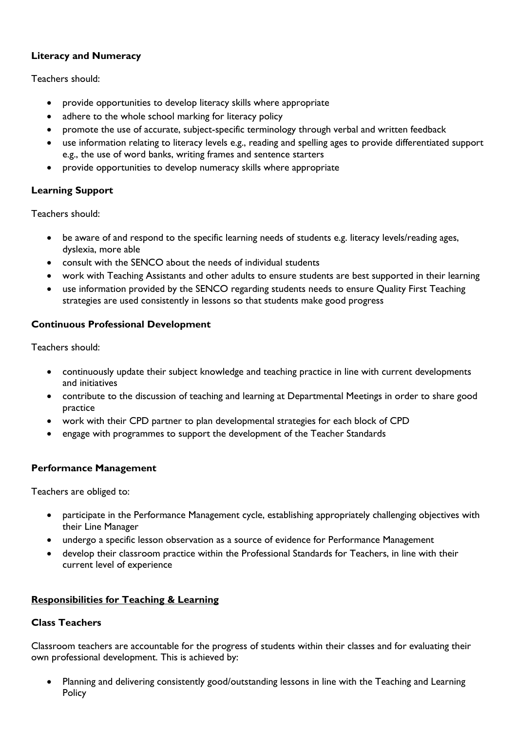### Literacy and Numeracy

Teachers should:

- provide opportunities to develop literacy skills where appropriate
- adhere to the whole school marking for literacy policy
- promote the use of accurate, subject-specific terminology through verbal and written feedback
- use information relating to literacy levels e.g., reading and spelling ages to provide differentiated support e.g., the use of word banks, writing frames and sentence starters
- provide opportunities to develop numeracy skills where appropriate

### Learning Support

Teachers should:

- be aware of and respond to the specific learning needs of students e.g. literacy levels/reading ages, dyslexia, more able
- consult with the SENCO about the needs of individual students
- work with Teaching Assistants and other adults to ensure students are best supported in their learning
- use information provided by the SENCO regarding students needs to ensure Quality First Teaching strategies are used consistently in lessons so that students make good progress

### Continuous Professional Development

Teachers should:

- continuously update their subject knowledge and teaching practice in line with current developments and initiatives
- contribute to the discussion of teaching and learning at Departmental Meetings in order to share good practice
- work with their CPD partner to plan developmental strategies for each block of CPD
- engage with programmes to support the development of the Teacher Standards

### Performance Management

Teachers are obliged to:

- participate in the Performance Management cycle, establishing appropriately challenging objectives with their Line Manager
- undergo a specific lesson observation as a source of evidence for Performance Management
- develop their classroom practice within the Professional Standards for Teachers, in line with their current level of experience

## Responsibilities for Teaching & Learning

### Class Teachers

Classroom teachers are accountable for the progress of students within their classes and for evaluating their own professional development. This is achieved by:

- Planning and delivering consistently good/outstanding lessons in line with the Teaching and Learning Policy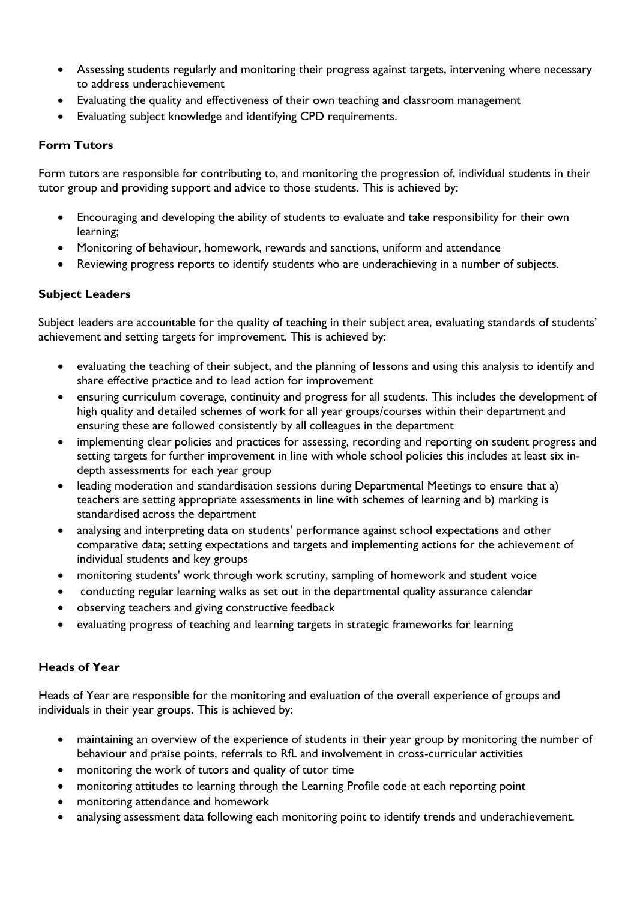- Assessing students regularly and monitoring their progress against targets, intervening where necessary to address underachievement
- Evaluating the quality and effectiveness of their own teaching and classroom management
- Evaluating subject knowledge and identifying CPD requirements.

### Form Tutors

Form tutors are responsible for contributing to, and monitoring the progression of, individual students in their tutor group and providing support and advice to those students. This is achieved by:

- Encouraging and developing the ability of students to evaluate and take responsibility for their own learning;
- Monitoring of behaviour, homework, rewards and sanctions, uniform and attendance
- Reviewing progress reports to identify students who are underachieving in a number of subjects.

### Subject Leaders

Subject leaders are accountable for the quality of teaching in their subject area, evaluating standards of students' achievement and setting targets for improvement. This is achieved by:

- evaluating the teaching of their subject, and the planning of lessons and using this analysis to identify and share effective practice and to lead action for improvement
- ensuring curriculum coverage, continuity and progress for all students. This includes the development of high quality and detailed schemes of work for all year groups/courses within their department and ensuring these are followed consistently by all colleagues in the department
- implementing clear policies and practices for assessing, recording and reporting on student progress and setting targets for further improvement in line with whole school policies this includes at least six in-depth assessments for each year group
- leading moderation and standardisation sessions during Departmental Meetings to ensure that a) teachers are setting appropriate assessments in line with schemes of learning and b) marking is standardised across the department
- analysing and interpreting data on students' performance against school expectations and other comparative data; setting expectations and targets and implementing actions for the achievement of individual students and key groups
- monitoring students' work through work scrutiny, sampling of homework and student voice
- conducting regular learning walks as set out in the departmental quality assurance calendar
- observing teachers and giving constructive feedback
- evaluating progress of teaching and learning targets in strategic frameworks for learning

### Heads of Year

Heads of Year are responsible for the monitoring and evaluation of the overall experience of groups and individuals in their year groups. This is achieved by:

- maintaining an overview of the experience of students in their year group by monitoring the number of behaviour and praise points, referrals to RfL and involvement in cross-curricular activities
- monitoring the work of tutors and quality of tutor time
- monitoring attitudes to learning through the Learning Profile code at each reporting point
- monitoring attendance and homework
- analysing assessment data following each monitoring point to identify trends and underachievement.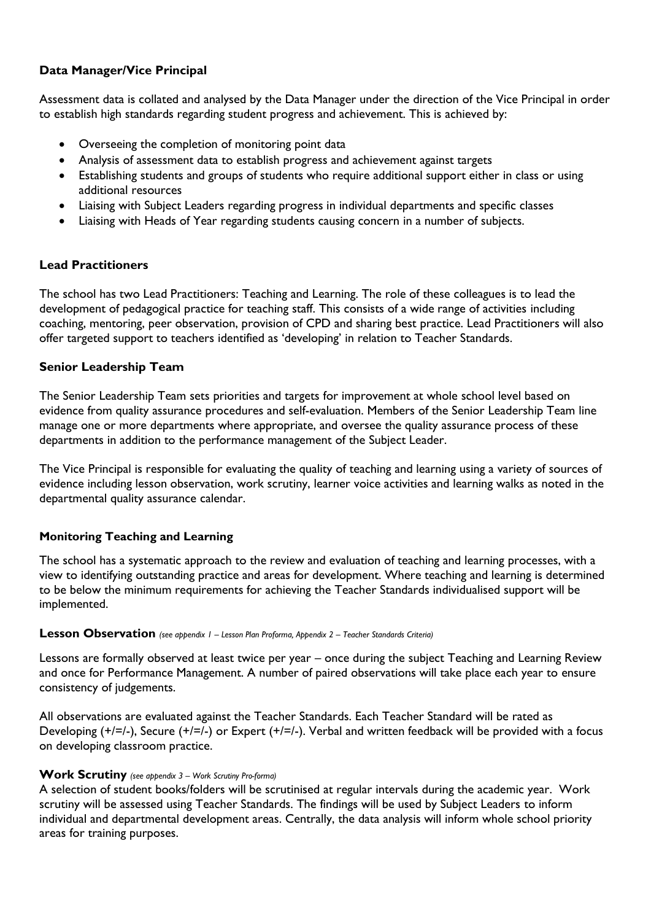### Data Manager/Vice Principal

Assessment data is collated and analysed by the Data Manager under the direction of the Vice Principal in order to establish high standards regarding student progress and achievement. This is achieved by:

- Overseeing the completion of monitoring point data
- Analysis of assessment data to establish progress and achievement against targets
- Establishing students and groups of students who require additional support either in class or using additional resources
- Liaising with Subject Leaders regarding progress in individual departments and specific classes
- Liaising with Heads of Year regarding students causing concern in a number of subjects.

### Lead Practitioners

The school has two Lead Practitioners: Teaching and Learning. The role of these colleagues is to lead the development of pedagogical practice for teaching staff. This consists of a wide range of activities including coaching, mentoring, peer observation, provision of CPD and sharing best practice. Lead Practitioners will also offer targeted support to teachers identified as 'developing' in relation to Teacher Standards.

### Senior Leadership Team

The Senior Leadership Team sets priorities and targets for improvement at whole school level based on evidence from quality assurance procedures and self-evaluation. Members of the Senior Leadership Team line manage one or more departments where appropriate, and oversee the quality assurance process of these departments in addition to the performance management of the Subject Leader.

The Vice Principal is responsible for evaluating the quality of teaching and learning using a variety of sources of evidence including lesson observation, work scrutiny, learner voice activities and learning walks as noted in the departmental quality assurance calendar.

### Monitoring Teaching and Learning

The school has a systematic approach to the review and evaluation of teaching and learning processes, with a view to identifying outstanding practice and areas for development. Where teaching and learning is determined to be below the minimum requirements for achieving the Teacher Standards individualised support will be implemented.

#### Lesson Observation *(see appendix 1 – Lesson Plan Proforma, Appendix 2 – Teacher Standards Criteria)*

Lessons are formally observed at least twice per year – once during the subject Teaching and Learning Review and once for Performance Management. A number of paired observations will take place each year to ensure consistency of judgements.

All observations are evaluated against the Teacher Standards. Each Teacher Standard will be rated as Developing (+/=/-), Secure (+/=/-) or Expert (+/=/-). Verbal and written feedback will be provided with a focus on developing classroom practice.

#### Work Scrutiny *(see appendix 3 – Work Scrutiny Pro-forma)*

A selection of student books/folders will be scrutinised at regular intervals during the academic year. Work scrutiny will be assessed using Teacher Standards. The findings will be used by Subject Leaders to inform individual and departmental development areas. Centrally, the data analysis will inform whole school priority areas for training purposes.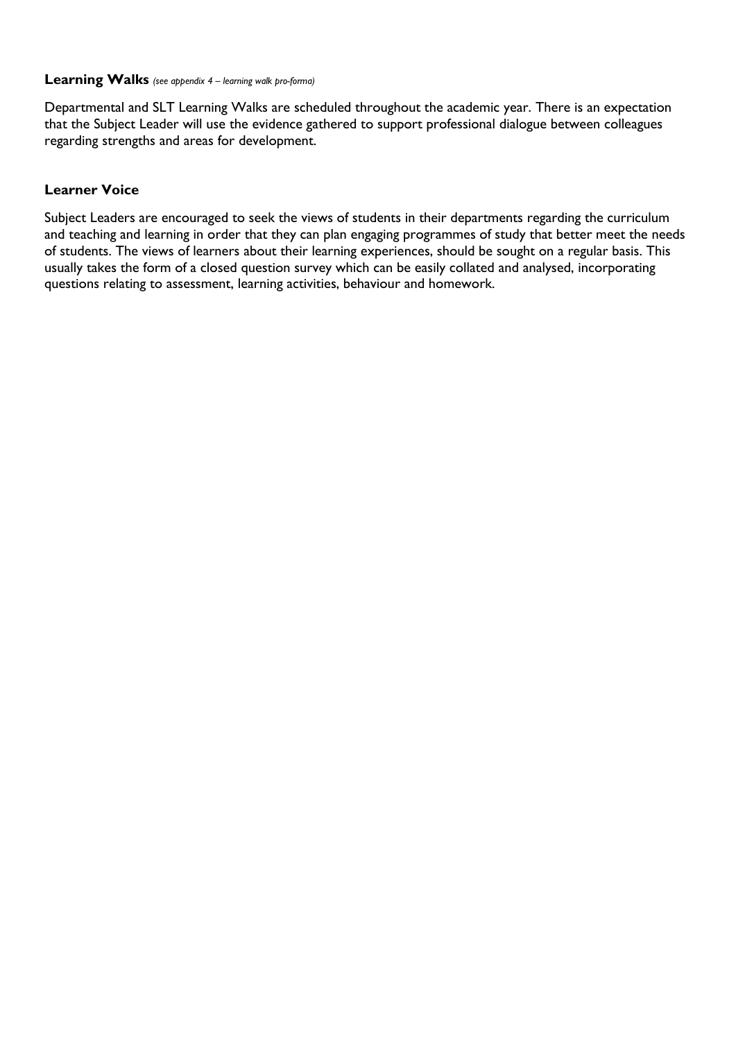### Learning Walks *(see appendix 4 – learning walk pro-forma)*

Departmental and SLT Learning Walks are scheduled throughout the academic year. There is an expectation that the Subject Leader will use the evidence gathered to support professional dialogue between colleagues regarding strengths and areas for development.

### Learner Voice

Subject Leaders are encouraged to seek the views of students in their departments regarding the curriculum and teaching and learning in order that they can plan engaging programmes of study that better meet the needs of students. The views of learners about their learning experiences, should be sought on a regular basis. This usually takes the form of a closed question survey which can be easily collated and analysed, incorporating questions relating to assessment, learning activities, behaviour and homework.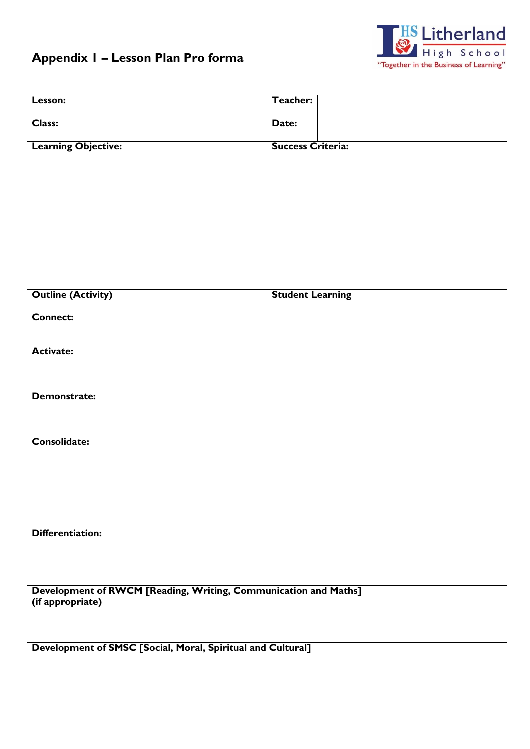## Appendix 1 – Lesson Plan Pro forma

Litherland High School
"Together in the Business of Learning"

| **Lesson:** | | **Teacher:** | |
|---|---|---|---|
| **Class:** | | **Date:** | |
| **Learning Objective:** | | **Success Criteria:** | |
| **Outline (Activity)**<br><br>**Connect:**<br><br>**Activate:**<br><br>**Demonstrate:**<br><br>**Consolidate:** | | **Student Learning** | |
| **Differentiation:** | | | |
| **Development of RWCM [Reading, Writing, Communication and Maths] (if appropriate)** | | | |
| **Development of SMSC [Social, Moral, Spiritual and Cultural]** | | | |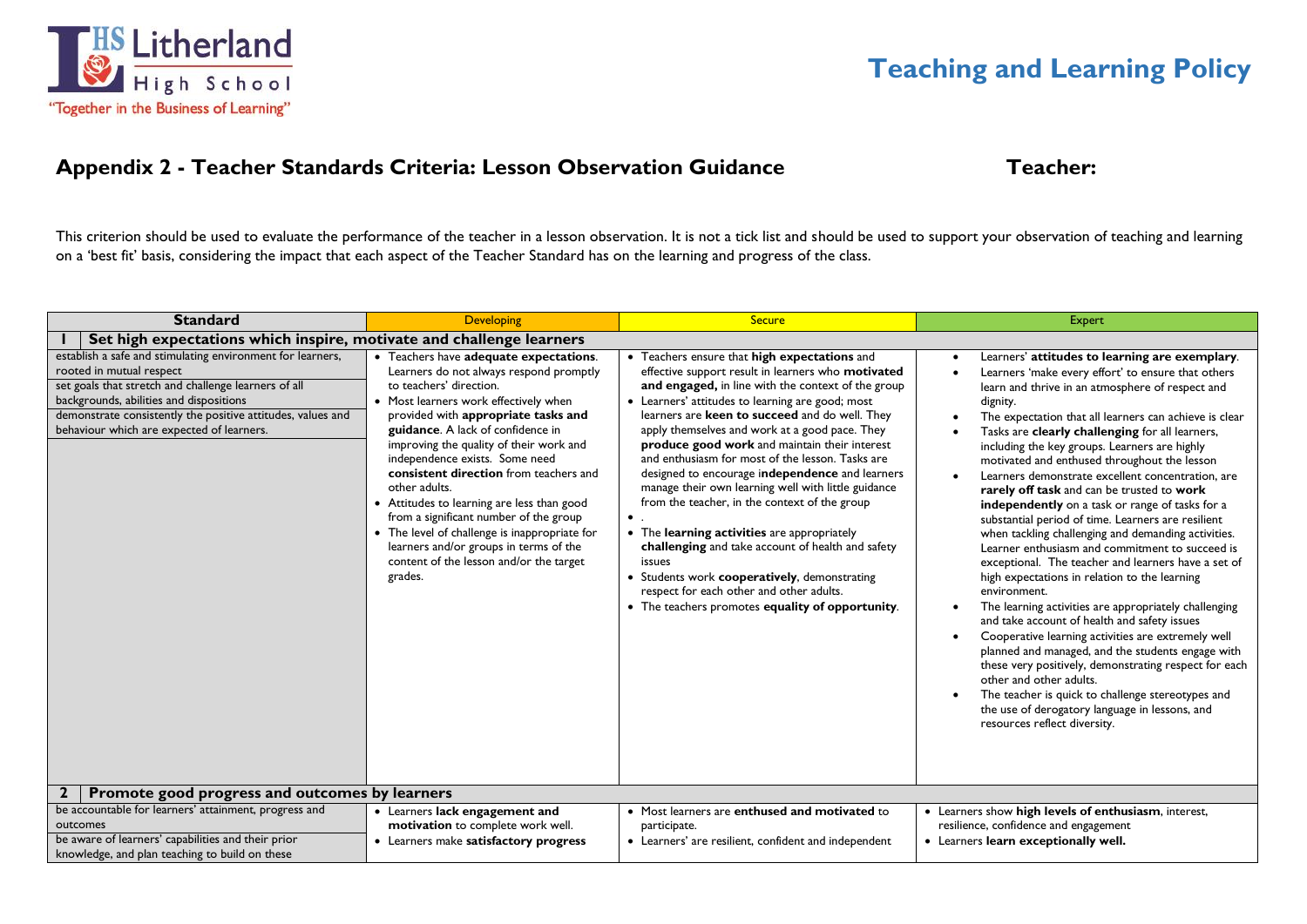# Teaching and Learning Policy

## Appendix 2 - Teacher Standards Criteria: Lesson Observation Guidance

**Teacher:**

This criterion should be used to evaluate the performance of the teacher in a lesson observation. It is not a tick list and should be used to support your observation of teaching and learning on a 'best fit' basis, considering the impact that each aspect of the Teacher Standard has on the learning and progress of the class.

| Standard | Developing | Secure | Expert |
|---|---|---|---|
| **1 Set high expectations which inspire, motivate and challenge learners** | | | |
| establish a safe and stimulating environment for learners, rooted in mutual respect<br>set goals that stretch and challenge learners of all backgrounds, abilities and dispositions<br>demonstrate consistently the positive attitudes, values and behaviour which are expected of learners. | • Teachers have **adequate expectations**. Learners do not always respond promptly to teachers' direction.<br>• Most learners work effectively when provided with **appropriate tasks and guidance**. A lack of confidence in improving the quality of their work and independence exists. Some need **consistent direction** from teachers and other adults.<br>• Attitudes to learning are less than good from a significant number of the group<br>• The level of challenge is inappropriate for learners and/or groups in terms of the content of the lesson and/or the target grades. | • Teachers ensure that **high expectations** and effective support result in learners who **motivated and engaged,** in line with the context of the group<br>• Learners' attitudes to learning are good; most learners are **keen to succeed** and do well. They apply themselves and work at a good pace. They **produce good work** and maintain their interest and enthusiasm for most of the lesson. Tasks are designed to encourage i**ndependence** and learners manage their own learning well with little guidance from the teacher, in the context of the group<br>• .<br>• The **learning activities** are appropriately **challenging** and take account of health and safety issues<br>• Students work **cooperatively**, demonstrating respect for each other and other adults.<br>• The teachers promotes **equality of opportunity**. | • Learners' **attitudes to learning are exemplary**.<br>• Learners 'make every effort' to ensure that others learn and thrive in an atmosphere of respect and dignity.<br>• The expectation that all learners can achieve is clear<br>• Tasks are **clearly challenging** for all learners, including the key groups. Learners are highly motivated and enthused throughout the lesson<br>• Learners demonstrate excellent concentration, are **rarely off task** and can be trusted to **work independently** on a task or range of tasks for a substantial period of time. Learners are resilient when tackling challenging and demanding activities. Learner enthusiasm and commitment to succeed is exceptional. The teacher and learners have a set of high expectations in relation to the learning environment.<br>• The learning activities are appropriately challenging and take account of health and safety issues<br>• Cooperative learning activities are extremely well planned and managed, and the students engage with these very positively, demonstrating respect for each other and other adults.<br>• The teacher is quick to challenge stereotypes and the use of derogatory language in lessons, and resources reflect diversity. |
| **2 Promote good progress and outcomes by learners** | | | |
| be accountable for learners' attainment, progress and outcomes<br>be aware of learners' capabilities and their prior knowledge, and plan teaching to build on these | • Learners **lack engagement and motivation** to complete work well.<br>• Learners make **satisfactory progress** | • Most learners are **enthused and motivated** to participate.<br>• Learners' are resilient, confident and independent | • Learners show **high levels of enthusiasm**, interest, resilience, confidence and engagement<br>• Learners **learn exceptionally well.** |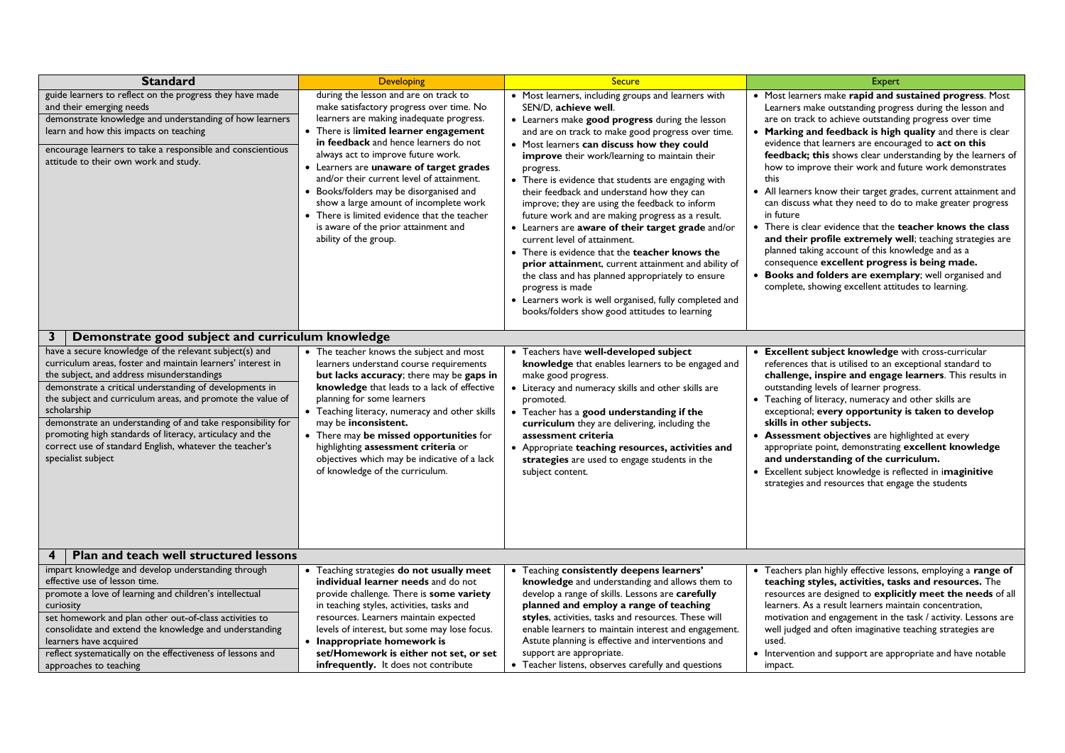| Standard | Developing | Secure | Expert |
|---|---|---|---|
| guide learners to reflect on the progress they have made and their emerging needs<br><br>demonstrate knowledge and understanding of how learners learn and how this impacts on teaching<br><br>encourage learners to take a responsible and conscientious attitude to their own work and study. | during the lesson and are on track to make satisfactory progress over time. No learners are making inadequate progress.<br>• There is **limited learner engagement in feedback** and hence learners do not always act to improve future work.<br>• Learners are **unaware of target grades** and/or their current level of attainment.<br>• Books/folders may be disorganised and show a large amount of incomplete work<br>• There is limited evidence that the teacher is aware of the prior attainment and ability of the group. | • Most learners, including groups and learners with SEN/D, **achieve well**.<br>• Learners make **good progress** during the lesson and are on track to make good progress over time.<br>• Most learners **can discuss how they could improve** their work/learning to maintain their progress.<br>• There is evidence that students are engaging with their feedback and understand how they can improve; they are using the feedback to inform future work and are making progress as a result.<br>• Learners are **aware of their target grade** and/or current level of attainment.<br>• There is evidence that the **teacher knows the prior attainment**, current attainment and ability of the class and has planned appropriately to ensure progress is made<br>• Learners work is well organised, fully completed and books/folders show good attitudes to learning | • Most learners make **rapid and sustained progress**. Most Learners make outstanding progress during the lesson and are on track to achieve outstanding progress over time<br>• **Marking and feedback is high quality** and there is clear evidence that learners are encouraged to **act on this feedback; this** shows clear understanding by the learners of how to improve their work and future work demonstrates this<br>• All learners know their target grades, current attainment and can discuss what they need to do to make greater progress in future<br>• There is clear evidence that the **teacher knows the class and their profile extremely well**; teaching strategies are planned taking account of this knowledge and as a consequence **excellent progress is being made.**<br>• **Books and folders are exemplary**; well organised and complete, showing excellent attitudes to learning. |
| **3 Demonstrate good subject and curriculum knowledge** | | | |
| have a secure knowledge of the relevant subject(s) and curriculum areas, foster and maintain learners' interest in the subject, and address misunderstandings<br><br>demonstrate a critical understanding of developments in the subject and curriculum areas, and promote the value of scholarship<br><br>demonstrate an understanding of and take responsibility for promoting high standards of literacy, articulacy and the correct use of standard English, whatever the teacher's specialist subject | • The teacher knows the subject and most learners understand course requirements **but lacks accuracy**; there may be **gaps in knowledge** that leads to a lack of effective planning for some learners<br>• Teaching literacy, numeracy and other skills may be **inconsistent.**<br>• There may **be missed opportunities** for highlighting **assessment criteria** or objectives which may be indicative of a lack of knowledge of the curriculum. | • Teachers have **well-developed subject knowledge** that enables learners to be engaged and make good progress.<br>• Literacy and numeracy skills and other skills are promoted.<br>• Teacher has a **good understanding if the curriculum** they are delivering, including the **assessment criteria**<br>• Appropriate **teaching resources, activities and strategies** are used to engage students in the subject content. | • **Excellent subject knowledge** with cross-curricular references that is utilised to an exceptional standard to **challenge, inspire and engage learners**. This results in outstanding levels of learner progress.<br>• Teaching of literacy, numeracy and other skills are exceptional; **every opportunity is taken to develop skills in other subjects.**<br>• **Assessment objectives** are highlighted at every appropriate point, demonstrating **excellent knowledge and understanding of the curriculum.**<br>• Excellent subject knowledge is reflected in i**maginitive** strategies and resources that engage the students |
| **4 Plan and teach well structured lessons** | | | |
| impart knowledge and develop understanding through effective use of lesson time.<br><br>promote a love of learning and children's intellectual curiosity<br><br>set homework and plan other out-of-class activities to consolidate and extend the knowledge and understanding learners have acquired<br><br>reflect systematically on the effectiveness of lessons and approaches to teaching | • Teaching strategies **do not usually meet individual learner needs** and do not provide challenge. There is **some variety** in teaching styles, activities, tasks and resources. Learners maintain expected levels of interest, but some may lose focus.<br>• **Inappropriate homework is set/Homework is either not set, or set infrequently.** It does not contribute | • Teaching **consistently deepens learners' knowledge** and understanding and allows them to develop a range of skills. Lessons are **carefully planned and employ a range of teaching styles**, activities, tasks and resources. These will enable learners to maintain interest and engagement. Astute planning is effective and interventions and support are appropriate.<br>• Teacher listens, observes carefully and questions | • Teachers plan highly effective lessons, employing a **range of teaching styles, activities, tasks and resources.** The resources are designed to **explicitly meet the needs** of all learners. As a result learners maintain concentration, motivation and engagement in the task / activity. Lessons are well judged and often imaginative teaching strategies are used.<br>• Intervention and support are appropriate and have notable impact. |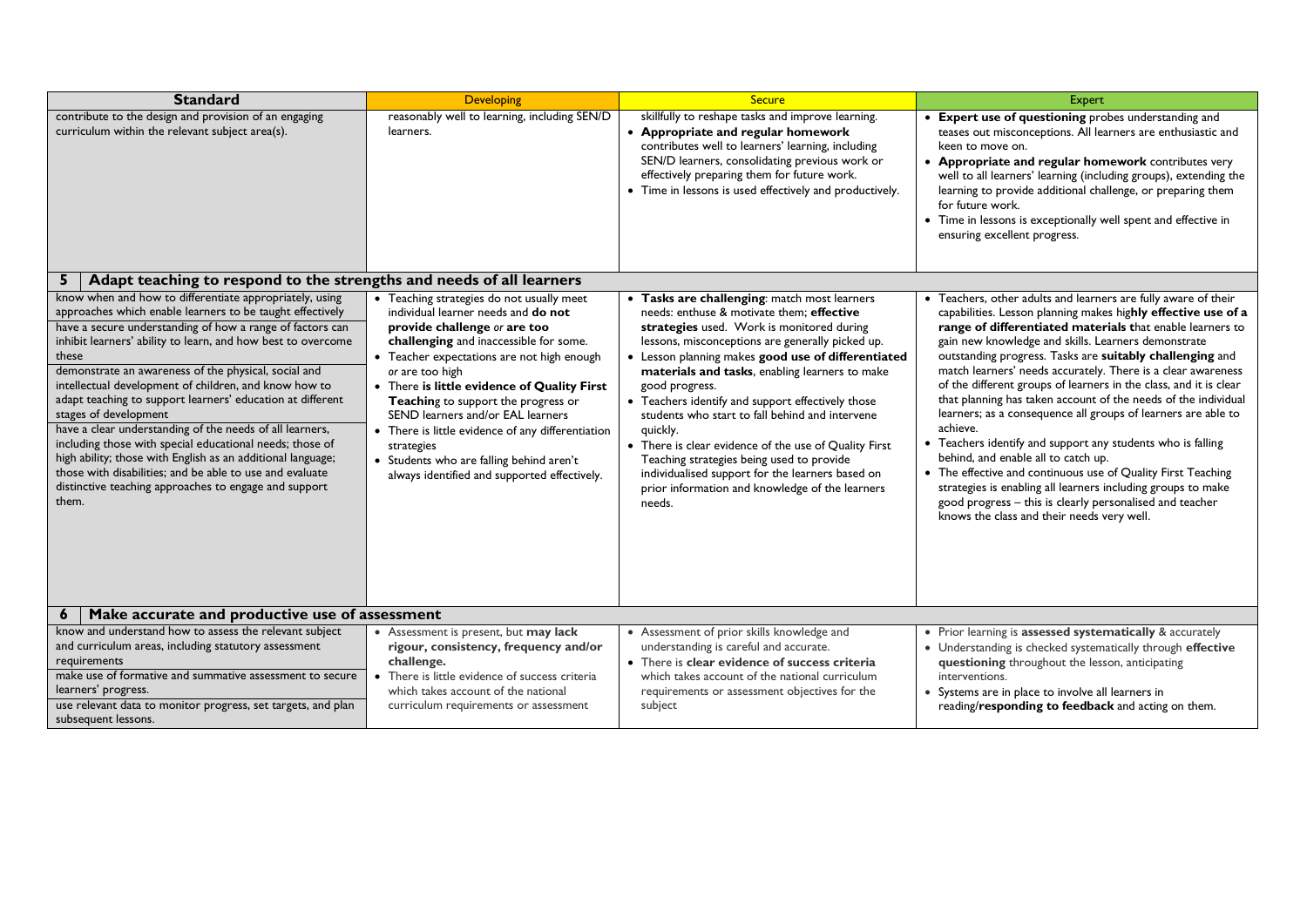| Standard | Developing | Secure | Expert |
|---|---|---|---|
| contribute to the design and provision of an engaging curriculum within the relevant subject area(s). | reasonably well to learning, including SEN/D learners. | skillfully to reshape tasks and improve learning.<br>• **Appropriate and regular homework** contributes well to learners' learning, including SEN/D learners, consolidating previous work or effectively preparing them for future work.<br>• Time in lessons is used effectively and productively. | • **Expert use of questioning** probes understanding and teases out misconceptions. All learners are enthusiastic and keen to move on.<br>• **Appropriate and regular homework** contributes very well to all learners' learning (including groups), extending the learning to provide additional challenge, or preparing them for future work.<br>• Time in lessons is exceptionally well spent and effective in ensuring excellent progress. |
| **5 Adapt teaching to respond to the strengths and needs of all learners** | | | |
| know when and how to differentiate appropriately, using approaches which enable learners to be taught effectively<br>have a secure understanding of how a range of factors can inhibit learners' ability to learn, and how best to overcome these<br>demonstrate an awareness of the physical, social and intellectual development of children, and know how to adapt teaching to support learners' education at different stages of development<br>have a clear understanding of the needs of all learners, including those with special educational needs; those of high ability; those with English as an additional language; those with disabilities; and be able to use and evaluate distinctive teaching approaches to engage and support them. | • Teaching strategies do not usually meet individual learner needs and **do not provide challenge** *or* **are too challenging** and inaccessible for some.<br>• Teacher expectations are not high enough *or* are too high<br>• There **is little evidence of Quality First Teachin**g to support the progress or SEND learners and/or EAL learners<br>• There is little evidence of any differentiation strategies<br>• Students who are falling behind aren't always identified and supported effectively. | • **Tasks are challenging**: match most learners needs: enthuse & motivate them; **effective strategies** used. Work is monitored during lessons, misconceptions are generally picked up.<br>• Lesson planning makes **good use of differentiated materials and tasks**, enabling learners to make good progress.<br>• Teachers identify and support effectively those students who start to fall behind and intervene quickly.<br>• There is clear evidence of the use of Quality First Teaching strategies being used to provide individualised support for the learners based on prior information and knowledge of the learners needs. | • Teachers, other adults and learners are fully aware of their capabilities. Lesson planning makes hig**hly effective use of a range of differentiated materials t**hat enable learners to gain new knowledge and skills. Learners demonstrate outstanding progress. Tasks are **suitably challenging** and match learners' needs accurately. There is a clear awareness of the different groups of learners in the class, and it is clear that planning has taken account of the needs of the individual learners; as a consequence all groups of learners are able to achieve.<br>• Teachers identify and support any students who is falling behind, and enable all to catch up.<br>• The effective and continuous use of Quality First Teaching strategies is enabling all learners including groups to make good progress – this is clearly personalised and teacher knows the class and their needs very well. |
| **6 Make accurate and productive use of assessment** | | | |
| know and understand how to assess the relevant subject and curriculum areas, including statutory assessment requirements<br>make use of formative and summative assessment to secure learners' progress.<br>use relevant data to monitor progress, set targets, and plan subsequent lessons. | • Assessment is present, but **may lack rigour, consistency, frequency and/or challenge.**<br>• There is little evidence of success criteria which takes account of the national curriculum requirements or assessment | • Assessment of prior skills knowledge and understanding is careful and accurate.<br>• There is **clear evidence of success criteria** which takes account of the national curriculum requirements or assessment objectives for the subject | • Prior learning is **assessed systematically** & accurately<br>• Understanding is checked systematically through **effective questioning** throughout the lesson, anticipating interventions.<br>• Systems are in place to involve all learners in reading/**responding to feedback** and acting on them. |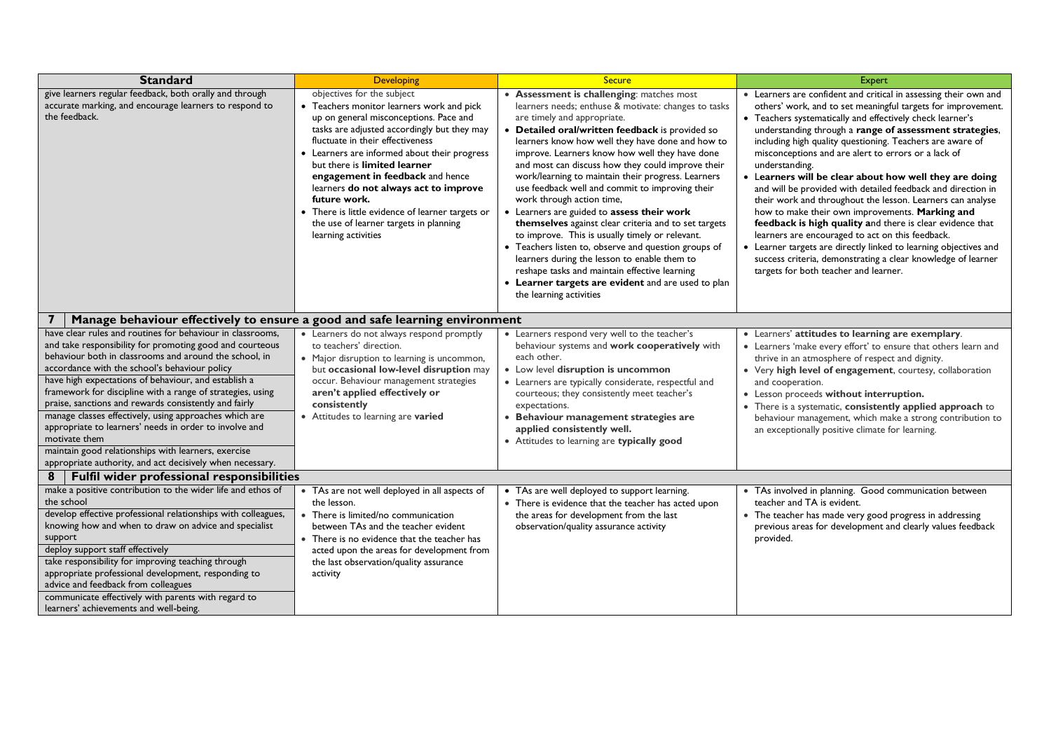| Standard | Developing | Secure | Expert |
| --- | --- | --- | --- |
| give learners regular feedback, both orally and through accurate marking, and encourage learners to respond to the feedback. | objectives for the subject<br>• Teachers monitor learners work and pick up on general misconceptions. Pace and tasks are adjusted accordingly but they may fluctuate in their effectiveness<br>• Learners are informed about their progress but there is **limited learner engagement in feedback** and hence learners **do not always act to improve future work.**<br>• There is little evidence of learner targets or the use of learner targets in planning learning activities | • **Assessment is challenging**: matches most learners needs; enthuse & motivate: changes to tasks are timely and appropriate.<br>• **Detailed oral/written feedback** is provided so learners know how well they have done and how to improve. Learners know how well they have done and most can discuss how they could improve their work/learning to maintain their progress. Learners use feedback well and commit to improving their work through action time,<br>• Learners are guided to **assess their work themselves** against clear criteria and to set targets to improve. This is usually timely or relevant.<br>• Teachers listen to, observe and question groups of learners during the lesson to enable them to reshape tasks and maintain effective learning<br>• **Learner targets are evident** and are used to plan the learning activities | • Learners are confident and critical in assessing their own and others' work, and to set meaningful targets for improvement.<br>• Teachers systematically and effectively check learner's understanding through a **range of assessment strategies**, including high quality questioning. Teachers are aware of misconceptions and are alert to errors or a lack of understanding.<br>• **Learners will be clear about how well they are doing** and will be provided with detailed feedback and direction in their work and throughout the lesson. Learners can analyse how to make their own improvements. **Marking and feedback is high quality a**nd there is clear evidence that learners are encouraged to act on this feedback.<br>• Learner targets are directly linked to learning objectives and success criteria, demonstrating a clear knowledge of learner targets for both teacher and learner. |
| **7 Manage behaviour effectively to ensure a good and safe learning environment** | | | |
| have clear rules and routines for behaviour in classrooms, and take responsibility for promoting good and courteous behaviour both in classrooms and around the school, in accordance with the school's behaviour policy<br>have high expectations of behaviour, and establish a framework for discipline with a range of strategies, using praise, sanctions and rewards consistently and fairly<br>manage classes effectively, using approaches which are appropriate to learners' needs in order to involve and motivate them<br>maintain good relationships with learners, exercise appropriate authority, and act decisively when necessary. | • Learners do not always respond promptly to teachers' direction.<br>• Major disruption to learning is uncommon, but **occasional low-level disruption** may occur. Behaviour management strategies **aren't applied effectively or consistently**<br>• Attitudes to learning are **varied** | • Learners respond very well to the teacher's behaviour systems and **work cooperatively** with each other.<br>• Low level **disruption is uncommon**<br>• Learners are typically considerate, respectful and courteous; they consistently meet teacher's expectations.<br>• **Behaviour management strategies are applied consistently well.**<br>• Attitudes to learning are **typically good** | • Learners' **attitudes to learning are exemplary**.<br>• Learners 'make every effort' to ensure that others learn and thrive in an atmosphere of respect and dignity.<br>• Very **high level of engagement**, courtesy, collaboration and cooperation.<br>• Lesson proceeds **without interruption.**<br>• There is a systematic, **consistently applied approach** to behaviour management, which make a strong contribution to an exceptionally positive climate for learning. |
| **8 Fulfil wider professional responsibilities** | | | |
| make a positive contribution to the wider life and ethos of the school<br>develop effective professional relationships with colleagues, knowing how and when to draw on advice and specialist support<br>deploy support staff effectively<br>take responsibility for improving teaching through appropriate professional development, responding to advice and feedback from colleagues<br>communicate effectively with parents with regard to learners' achievements and well-being. | • TAs are not well deployed in all aspects of the lesson.<br>• There is limited/no communication between TAs and the teacher evident<br>• There is no evidence that the teacher has acted upon the areas for development from the last observation/quality assurance activity | • TAs are well deployed to support learning.<br>• There is evidence that the teacher has acted upon the areas for development from the last observation/quality assurance activity | • TAs involved in planning. Good communication between teacher and TA is evident.<br>• The teacher has made very good progress in addressing previous areas for development and clearly values feedback provided. |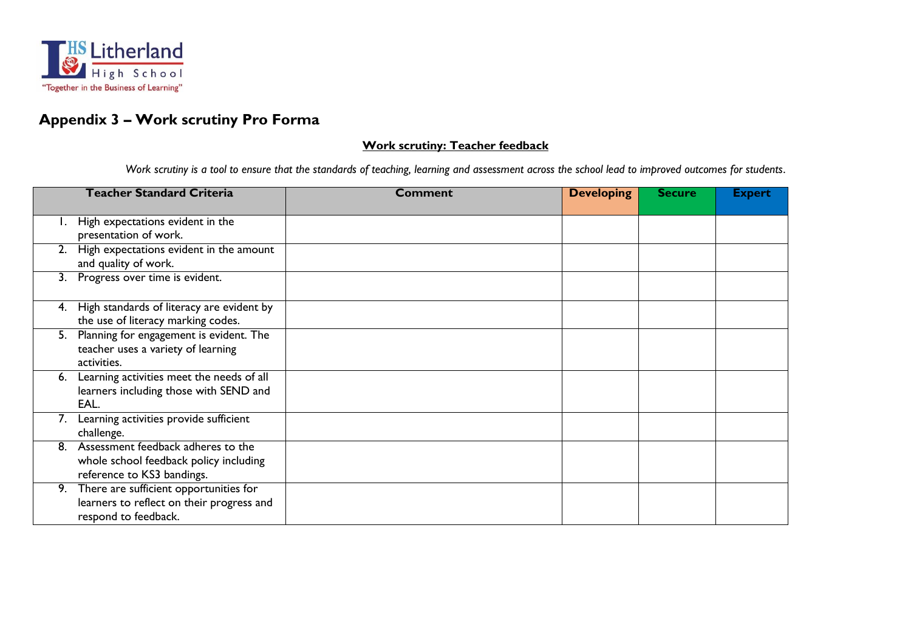Litherland High School
"Together in the Business of Learning"

# Appendix 3 – Work scrutiny Pro Forma

**Work scrutiny: Teacher feedback**

*Work scrutiny is a tool to ensure that the standards of teaching, learning and assessment across the school lead to improved outcomes for students.*

| Teacher Standard Criteria | Comment | Developing | Secure | Expert |
|---|---|---|---|---|
| 1. High expectations evident in the presentation of work. | | | | |
| 2. High expectations evident in the amount and quality of work. | | | | |
| 3. Progress over time is evident. | | | | |
| 4. High standards of literacy are evident by the use of literacy marking codes. | | | | |
| 5. Planning for engagement is evident. The teacher uses a variety of learning activities. | | | | |
| 6. Learning activities meet the needs of all learners including those with SEND and EAL. | | | | |
| 7. Learning activities provide sufficient challenge. | | | | |
| 8. Assessment feedback adheres to the whole school feedback policy including reference to KS3 bandings. | | | | |
| 9. There are sufficient opportunities for learners to reflect on their progress and respond to feedback. | | | | |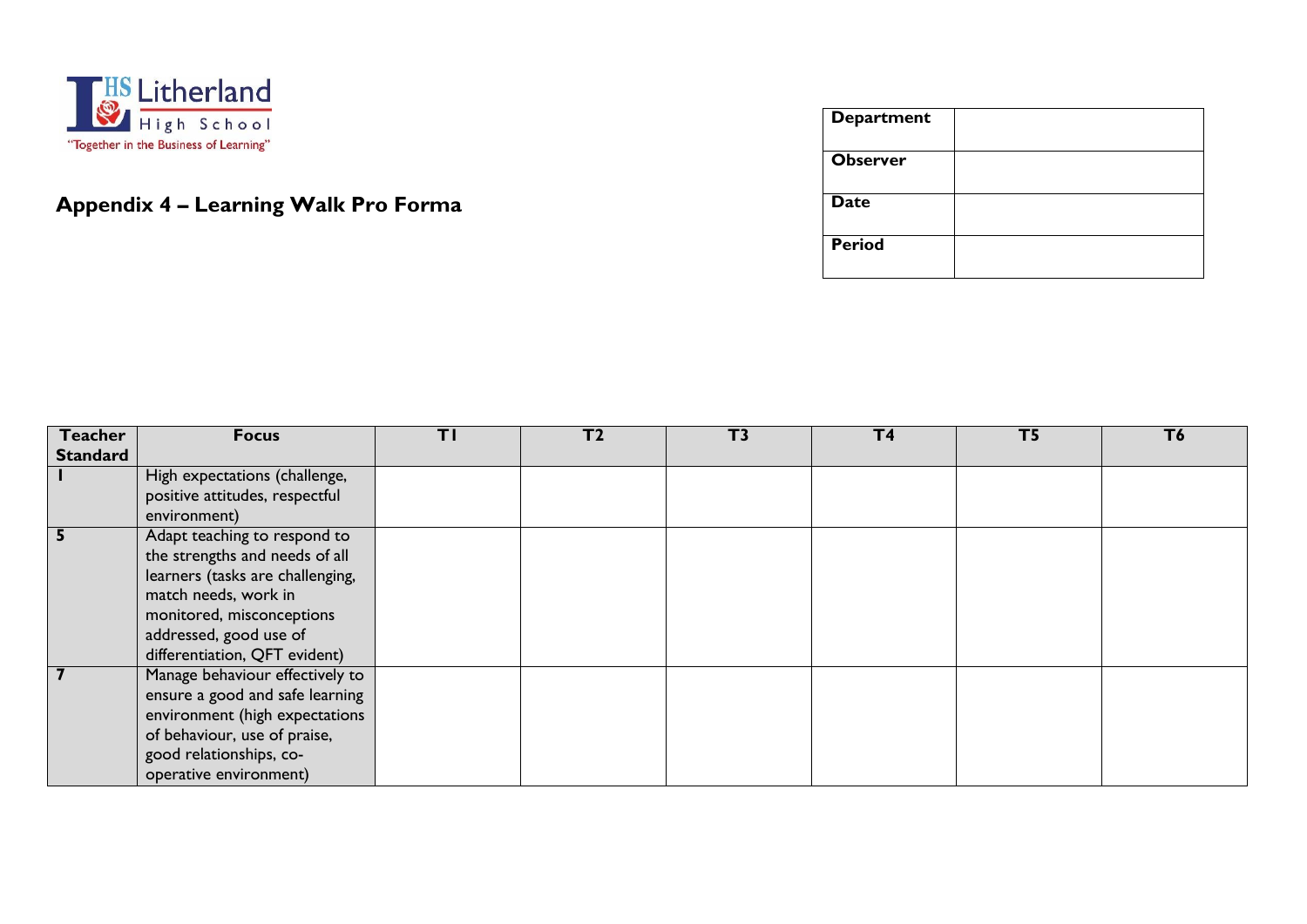Litherland High School

"Together in the Business of Learning"

## Appendix 4 – Learning Walk Pro Forma

| | |
|---|---|
| **Department** | |
| **Observer** | |
| **Date** | |
| **Period** | |

| Teacher Standard | Focus | T1 | T2 | T3 | T4 | T5 | T6 |
|---|---|---|---|---|---|---|---|
| **1** | High expectations (challenge, positive attitudes, respectful environment) | | | | | | |
| **5** | Adapt teaching to respond to the strengths and needs of all learners (tasks are challenging, match needs, work in monitored, misconceptions addressed, good use of differentiation, QFT evident) | | | | | | |
| **7** | Manage behaviour effectively to ensure a good and safe learning environment (high expectations of behaviour, use of praise, good relationships, co-operative environment) | | | | | | |